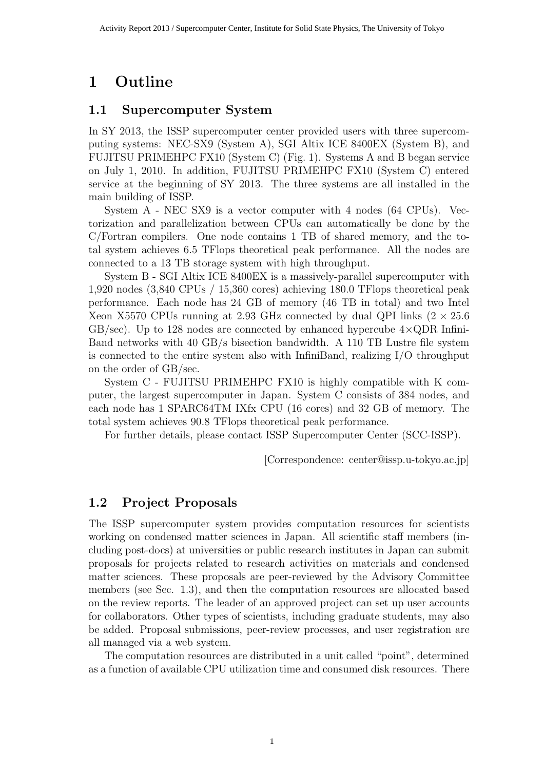# 1 Outline

## 1.1 Supercomputer System

In SY 2013, the ISSP supercomputer center provided users with three supercomputing systems: NEC-SX9 (System A), SGI Altix ICE 8400EX (System B), and FUJITSU PRIMEHPC FX10 (System C) (Fig. 1). Systems A and B began service on July 1, 2010. In addition, FUJITSU PRIMEHPC FX10 (System C) entered service at the beginning of SY 2013. The three systems are all installed in the main building of ISSP.

System A - NEC SX9 is a vector computer with 4 nodes (64 CPUs). Vectorization and parallelization between CPUs can automatically be done by the C/Fortran compilers. One node contains 1 TB of shared memory, and the total system achieves 6.5 TFlops theoretical peak performance. All the nodes are connected to a 13 TB storage system with high throughput.

System B - SGI Altix ICE 8400EX is a massively-parallel supercomputer with 1,920 nodes (3,840 CPUs / 15,360 cores) achieving 180.0 TFlops theoretical peak performance. Each node has 24 GB of memory (46 TB in total) and two Intel Xeon X5570 CPUs running at 2.93 GHz connected by dual QPI links ($2 \times 25.6$ GB/sec). Up to 128 nodes are connected by enhanced hypercube $4\times$QDR InfiniBand networks with 40 GB/s bisection bandwidth. A 110 TB Lustre file system is connected to the entire system also with InfiniBand, realizing I/O throughput on the order of GB/sec.

System C - FUJITSU PRIMEHPC FX10 is highly compatible with K computer, the largest supercomputer in Japan. System C consists of 384 nodes, and each node has 1 SPARC64TM IXfx CPU (16 cores) and 32 GB of memory. The total system achieves 90.8 TFlops theoretical peak performance.

For further details, please contact ISSP Supercomputer Center (SCC-ISSP).

[Correspondence: center@issp.u-tokyo.ac.jp]

## 1.2 Project Proposals

The ISSP supercomputer system provides computation resources for scientists working on condensed matter sciences in Japan. All scientific staff members (including post-docs) at universities or public research institutes in Japan can submit proposals for projects related to research activities on materials and condensed matter sciences. These proposals are peer-reviewed by the Advisory Committee members (see Sec. 1.3), and then the computation resources are allocated based on the review reports. The leader of an approved project can set up user accounts for collaborators. Other types of scientists, including graduate students, may also be added. Proposal submissions, peer-review processes, and user registration are all managed via a web system.

The computation resources are distributed in a unit called "point", determined as a function of available CPU utilization time and consumed disk resources. There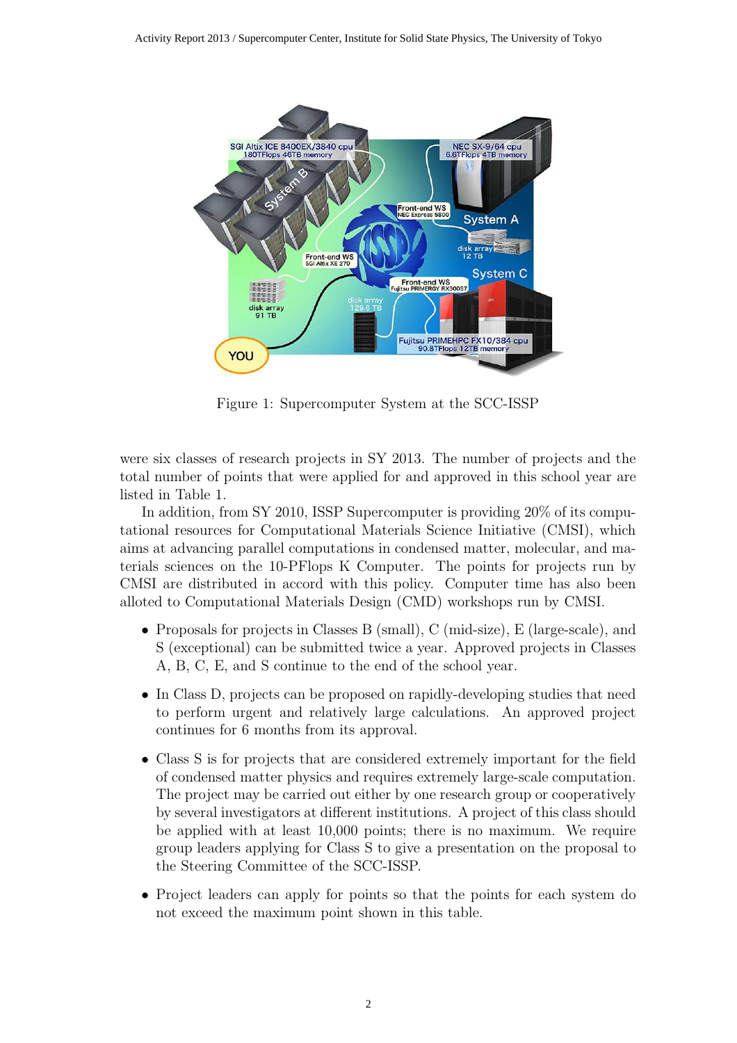Figure 1: Supercomputer System at the SCC-ISSP

were six classes of research projects in SY 2013. The number of projects and the total number of points that were applied for and approved in this school year are listed in Table 1.

In addition, from SY 2010, ISSP Supercomputer is providing 20% of its computational resources for Computational Materials Science Initiative (CMSI), which aims at advancing parallel computations in condensed matter, molecular, and materials sciences on the 10-PFlops K Computer. The points for projects run by CMSI are distributed in accord with this policy. Computer time has also been alloted to Computational Materials Design (CMD) workshops run by CMSI.

- Proposals for projects in Classes B (small), C (mid-size), E (large-scale), and S (exceptional) can be submitted twice a year. Approved projects in Classes A, B, C, E, and S continue to the end of the school year.
- In Class D, projects can be proposed on rapidly-developing studies that need to perform urgent and relatively large calculations. An approved project continues for 6 months from its approval.
- Class S is for projects that are considered extremely important for the field of condensed matter physics and requires extremely large-scale computation. The project may be carried out either by one research group or cooperatively by several investigators at different institutions. A project of this class should be applied with at least 10,000 points; there is no maximum. We require group leaders applying for Class S to give a presentation on the proposal to the Steering Committee of the SCC-ISSP.
- Project leaders can apply for points so that the points for each system do not exceed the maximum point shown in this table.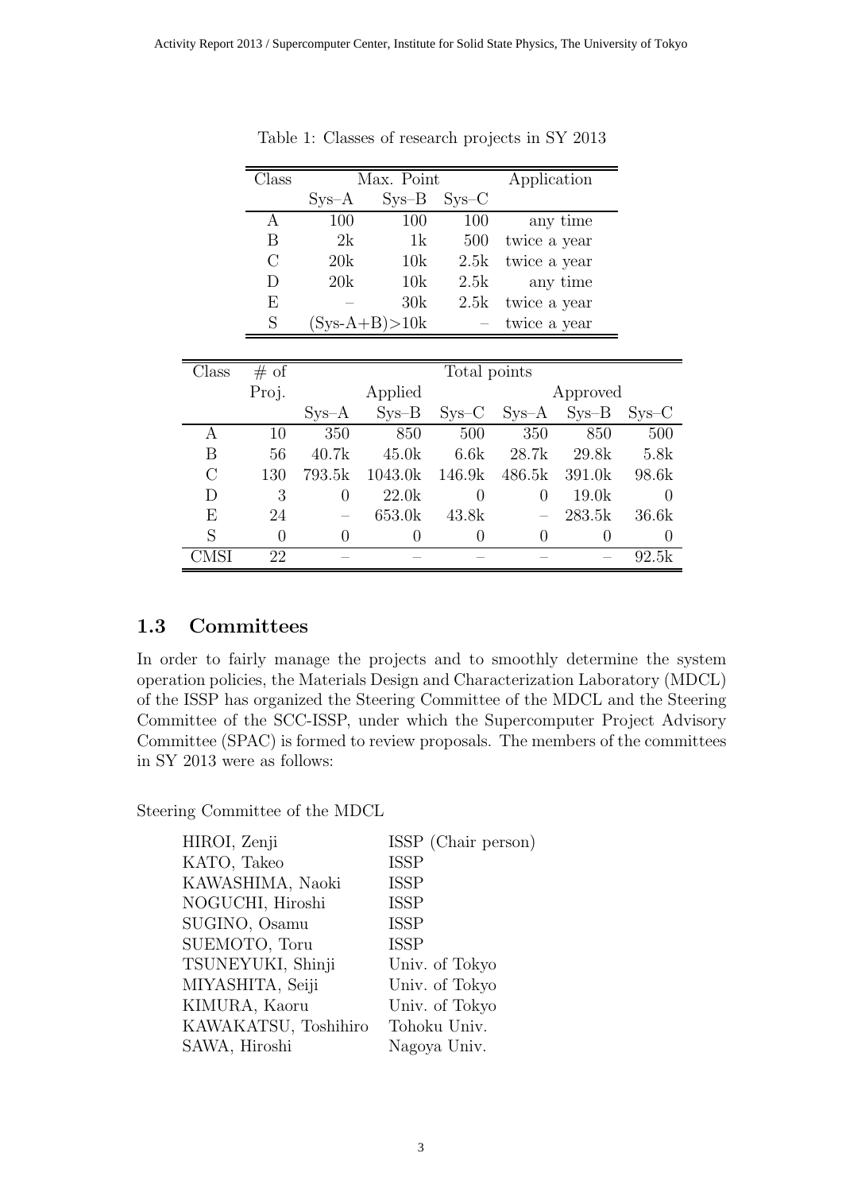Table 1: Classes of research projects in SY 2013

| Class | Max. Point | | | Application |
|---|---|---|---|---|
| | Sys–A | Sys–B | Sys–C | |
| A | 100 | 100 | 100 | any time |
| B | 2k | 1k | 500 | twice a year |
| C | 20k | 10k | 2.5k | twice a year |
| D | 20k | 10k | 2.5k | any time |
| E | – | 30k | 2.5k | twice a year |
| S | (Sys-A+B)>10k | | – | twice a year |

| Class | # of Proj. | Total points | | | | | |
|---|---|---|---|---|---|---|---|
| | | Applied | | | Approved | | |
| | | Sys–A | Sys–B | Sys–C | Sys–A | Sys–B | Sys–C |
| A | 10 | 350 | 850 | 500 | 350 | 850 | 500 |
| B | 56 | 40.7k | 45.0k | 6.6k | 28.7k | 29.8k | 5.8k |
| C | 130 | 793.5k | 1043.0k | 146.9k | 486.5k | 391.0k | 98.6k |
| D | 3 | 0 | 22.0k | 0 | 0 | 19.0k | 0 |
| E | 24 | – | 653.0k | 43.8k | – | 283.5k | 36.6k |
| S | 0 | 0 | 0 | 0 | 0 | 0 | 0 |
| CMSI | 22 | – | – | – | – | – | 92.5k |

## 1.3 Committees

In order to fairly manage the projects and to smoothly determine the system operation policies, the Materials Design and Characterization Laboratory (MDCL) of the ISSP has organized the Steering Committee of the MDCL and the Steering Committee of the SCC-ISSP, under which the Supercomputer Project Advisory Committee (SPAC) is formed to review proposals. The members of the committees in SY 2013 were as follows:

Steering Committee of the MDCL

| | |
|---|---|
| HIROI, Zenji | ISSP (Chair person) |
| KATO, Takeo | ISSP |
| KAWASHIMA, Naoki | ISSP |
| NOGUCHI, Hiroshi | ISSP |
| SUGINO, Osamu | ISSP |
| SUEMOTO, Toru | ISSP |
| TSUNEYUKI, Shinji | Univ. of Tokyo |
| MIYASHITA, Seiji | Univ. of Tokyo |
| KIMURA, Kaoru | Univ. of Tokyo |
| KAWAKATSU, Toshihiro | Tohoku Univ. |
| SAWA, Hiroshi | Nagoya Univ. |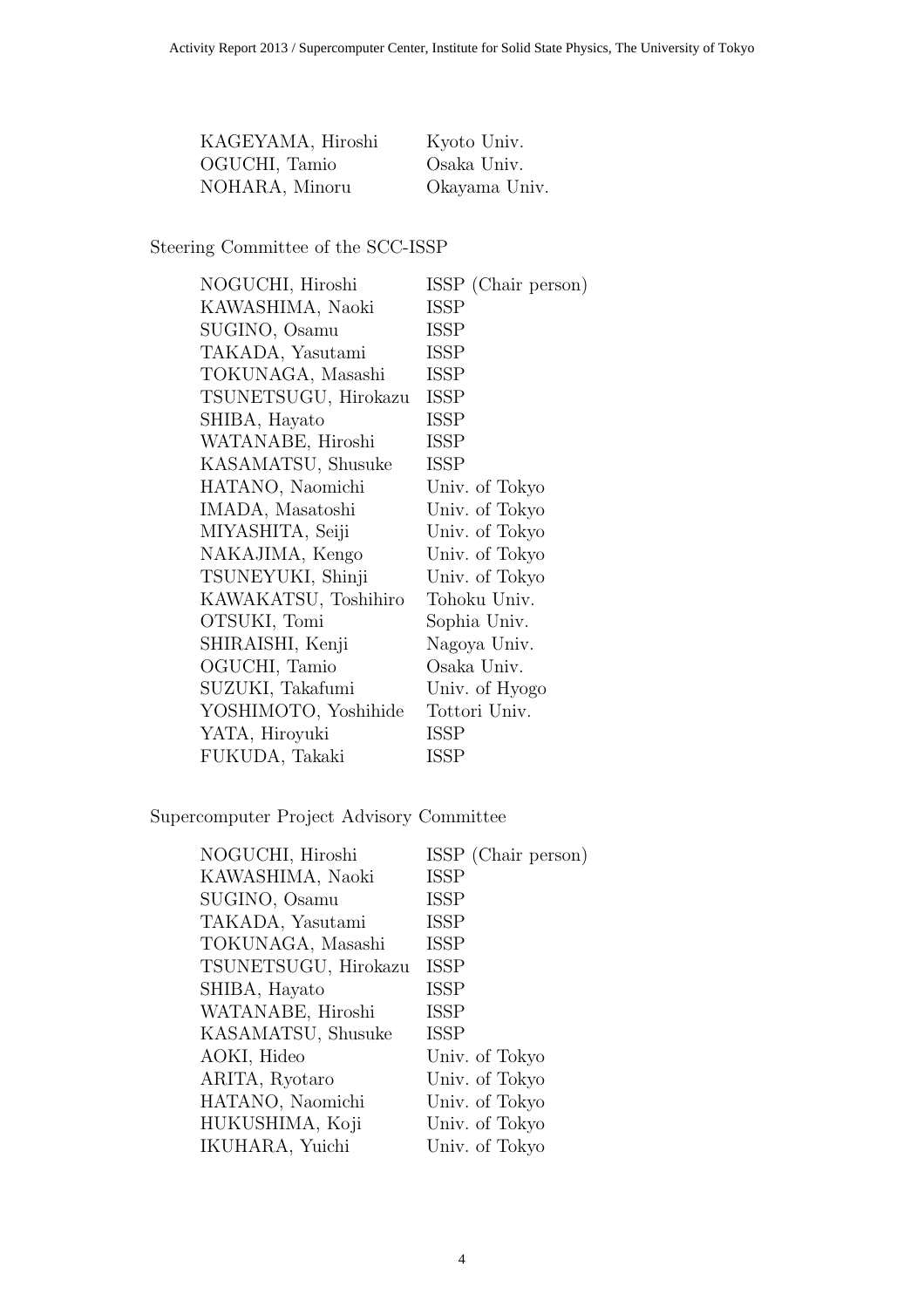| | |
|---|---|
| KAGEYAMA, Hiroshi | Kyoto Univ. |
| OGUCHI, Tamio | Osaka Univ. |
| NOHARA, Minoru | Okayama Univ. |

Steering Committee of the SCC-ISSP

| | |
|---|---|
| NOGUCHI, Hiroshi | ISSP (Chair person) |
| KAWASHIMA, Naoki | ISSP |
| SUGINO, Osamu | ISSP |
| TAKADA, Yasutami | ISSP |
| TOKUNAGA, Masashi | ISSP |
| TSUNETSUGU, Hirokazu | ISSP |
| SHIBA, Hayato | ISSP |
| WATANABE, Hiroshi | ISSP |
| KASAMATSU, Shusuke | ISSP |
| HATANO, Naomichi | Univ. of Tokyo |
| IMADA, Masatoshi | Univ. of Tokyo |
| MIYASHITA, Seiji | Univ. of Tokyo |
| NAKAJIMA, Kengo | Univ. of Tokyo |
| TSUNEYUKI, Shinji | Univ. of Tokyo |
| KAWAKATSU, Toshihiro | Tohoku Univ. |
| OTSUKI, Tomi | Sophia Univ. |
| SHIRAISHI, Kenji | Nagoya Univ. |
| OGUCHI, Tamio | Osaka Univ. |
| SUZUKI, Takafumi | Univ. of Hyogo |
| YOSHIMOTO, Yoshihide | Tottori Univ. |
| YATA, Hiroyuki | ISSP |
| FUKUDA, Takaki | ISSP |

Supercomputer Project Advisory Committee

| | |
|---|---|
| NOGUCHI, Hiroshi | ISSP (Chair person) |
| KAWASHIMA, Naoki | ISSP |
| SUGINO, Osamu | ISSP |
| TAKADA, Yasutami | ISSP |
| TOKUNAGA, Masashi | ISSP |
| TSUNETSUGU, Hirokazu | ISSP |
| SHIBA, Hayato | ISSP |
| WATANABE, Hiroshi | ISSP |
| KASAMATSU, Shusuke | ISSP |
| AOKI, Hideo | Univ. of Tokyo |
| ARITA, Ryotaro | Univ. of Tokyo |
| HATANO, Naomichi | Univ. of Tokyo |
| HUKUSHIMA, Koji | Univ. of Tokyo |
| IKUHARA, Yuichi | Univ. of Tokyo |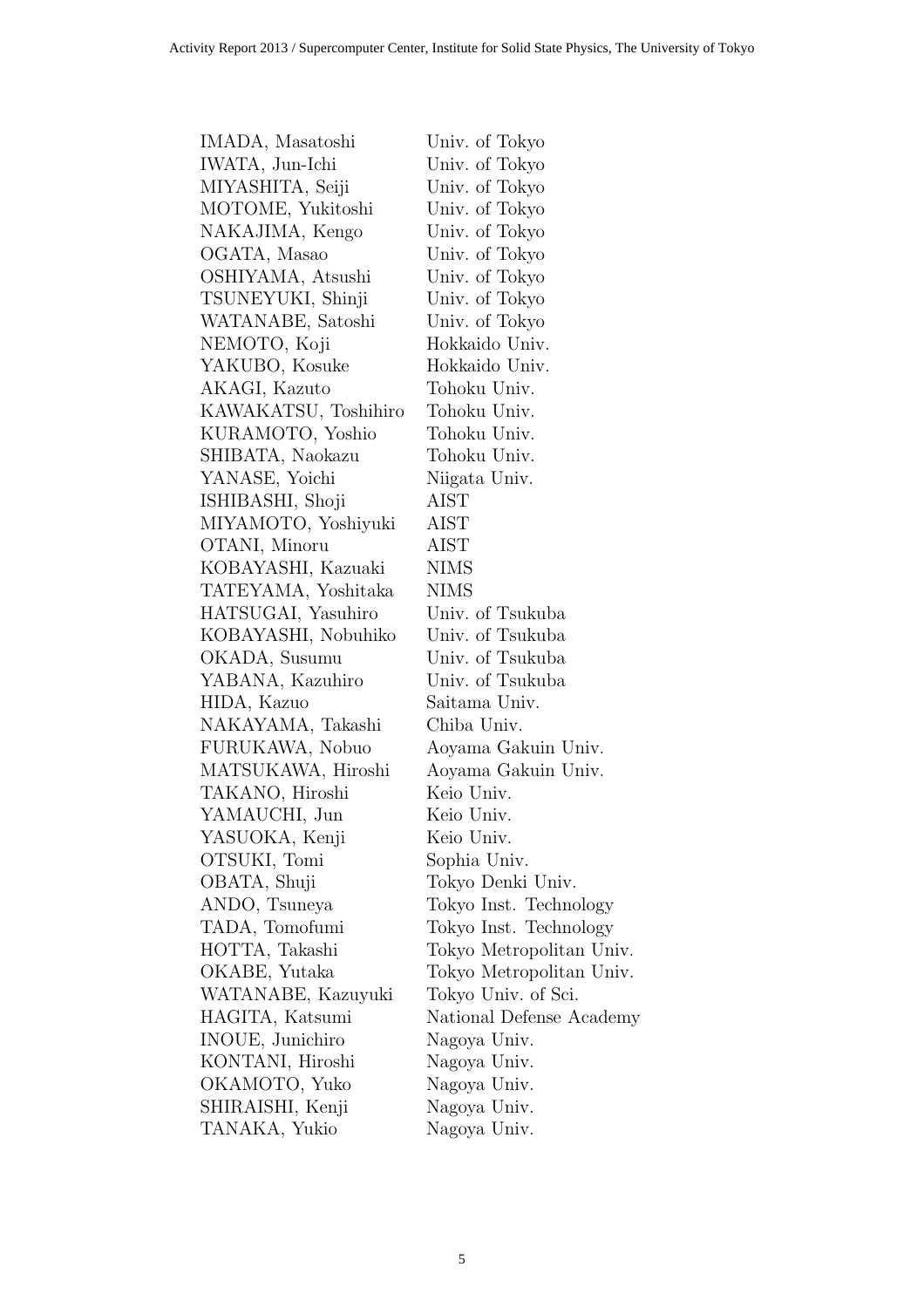| | |
|---|---|
| IMADA, Masatoshi | Univ. of Tokyo |
| IWATA, Jun-Ichi | Univ. of Tokyo |
| MIYASHITA, Seiji | Univ. of Tokyo |
| MOTOME, Yukitoshi | Univ. of Tokyo |
| NAKAJIMA, Kengo | Univ. of Tokyo |
| OGATA, Masao | Univ. of Tokyo |
| OSHIYAMA, Atsushi | Univ. of Tokyo |
| TSUNEYUKI, Shinji | Univ. of Tokyo |
| WATANABE, Satoshi | Univ. of Tokyo |
| NEMOTO, Koji | Hokkaido Univ. |
| YAKUBO, Kosuke | Hokkaido Univ. |
| AKAGI, Kazuto | Tohoku Univ. |
| KAWAKATSU, Toshihiro | Tohoku Univ. |
| KURAMOTO, Yoshio | Tohoku Univ. |
| SHIBATA, Naokazu | Tohoku Univ. |
| YANASE, Yoichi | Niigata Univ. |
| ISHIBASHI, Shoji | AIST |
| MIYAMOTO, Yoshiyuki | AIST |
| OTANI, Minoru | AIST |
| KOBAYASHI, Kazuaki | NIMS |
| TATEYAMA, Yoshitaka | NIMS |
| HATSUGAI, Yasuhiro | Univ. of Tsukuba |
| KOBAYASHI, Nobuhiko | Univ. of Tsukuba |
| OKADA, Susumu | Univ. of Tsukuba |
| YABANA, Kazuhiro | Univ. of Tsukuba |
| HIDA, Kazuo | Saitama Univ. |
| NAKAYAMA, Takashi | Chiba Univ. |
| FURUKAWA, Nobuo | Aoyama Gakuin Univ. |
| MATSUKAWA, Hiroshi | Aoyama Gakuin Univ. |
| TAKANO, Hiroshi | Keio Univ. |
| YAMAUCHI, Jun | Keio Univ. |
| YASUOKA, Kenji | Keio Univ. |
| OTSUKI, Tomi | Sophia Univ. |
| OBATA, Shuji | Tokyo Denki Univ. |
| ANDO, Tsuneya | Tokyo Inst. Technology |
| TADA, Tomofumi | Tokyo Inst. Technology |
| HOTTA, Takashi | Tokyo Metropolitan Univ. |
| OKABE, Yutaka | Tokyo Metropolitan Univ. |
| WATANABE, Kazuyuki | Tokyo Univ. of Sci. |
| HAGITA, Katsumi | National Defense Academy |
| INOUE, Junichiro | Nagoya Univ. |
| KONTANI, Hiroshi | Nagoya Univ. |
| OKAMOTO, Yuko | Nagoya Univ. |
| SHIRAISHI, Kenji | Nagoya Univ. |
| TANAKA, Yukio | Nagoya Univ. |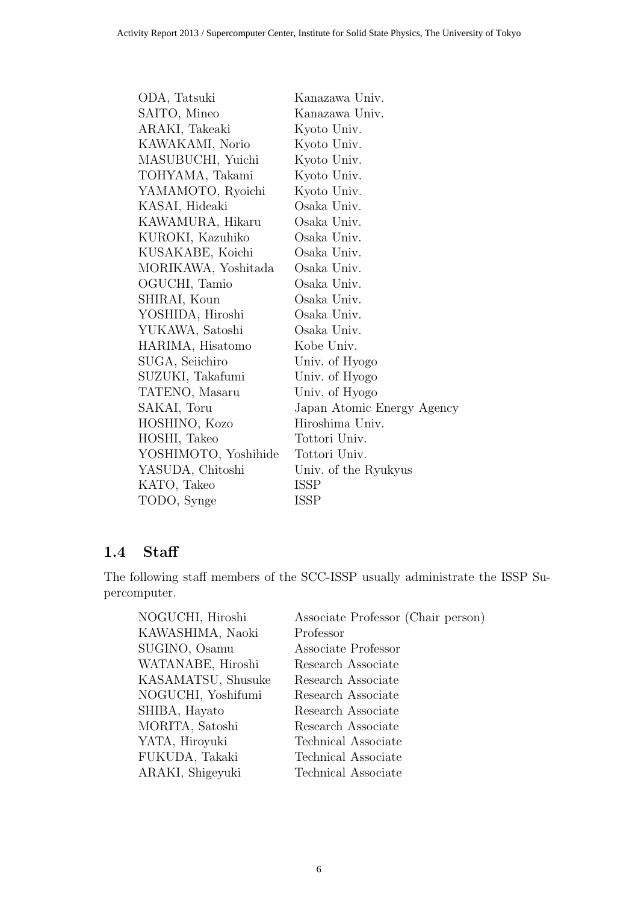| | |
|---|---|
| ODA, Tatsuki | Kanazawa Univ. |
| SAITO, Mineo | Kanazawa Univ. |
| ARAKI, Takeaki | Kyoto Univ. |
| KAWAKAMI, Norio | Kyoto Univ. |
| MASUBUCHI, Yuichi | Kyoto Univ. |
| TOHYAMA, Takami | Kyoto Univ. |
| YAMAMOTO, Ryoichi | Kyoto Univ. |
| KASAI, Hideaki | Osaka Univ. |
| KAWAMURA, Hikaru | Osaka Univ. |
| KUROKI, Kazuhiko | Osaka Univ. |
| KUSAKABE, Koichi | Osaka Univ. |
| MORIKAWA, Yoshitada | Osaka Univ. |
| OGUCHI, Tamio | Osaka Univ. |
| SHIRAI, Koun | Osaka Univ. |
| YOSHIDA, Hiroshi | Osaka Univ. |
| YUKAWA, Satoshi | Osaka Univ. |
| HARIMA, Hisatomo | Kobe Univ. |
| SUGA, Seiichiro | Univ. of Hyogo |
| SUZUKI, Takafumi | Univ. of Hyogo |
| TATENO, Masaru | Univ. of Hyogo |
| SAKAI, Toru | Japan Atomic Energy Agency |
| HOSHINO, Kozo | Hiroshima Univ. |
| HOSHI, Takeo | Tottori Univ. |
| YOSHIMOTO, Yoshihide | Tottori Univ. |
| YASUDA, Chitoshi | Univ. of the Ryukyus |
| KATO, Takeo | ISSP |
| TODO, Synge | ISSP |

## 1.4 Staff

The following staff members of the SCC-ISSP usually administrate the ISSP Supercomputer.

| | |
|---|---|
| NOGUCHI, Hiroshi | Associate Professor (Chair person) |
| KAWASHIMA, Naoki | Professor |
| SUGINO, Osamu | Associate Professor |
| WATANABE, Hiroshi | Research Associate |
| KASAMATSU, Shusuke | Research Associate |
| NOGUCHI, Yoshifumi | Research Associate |
| SHIBA, Hayato | Research Associate |
| MORITA, Satoshi | Research Associate |
| YATA, Hiroyuki | Technical Associate |
| FUKUDA, Takaki | Technical Associate |
| ARAKI, Shigeyuki | Technical Associate |